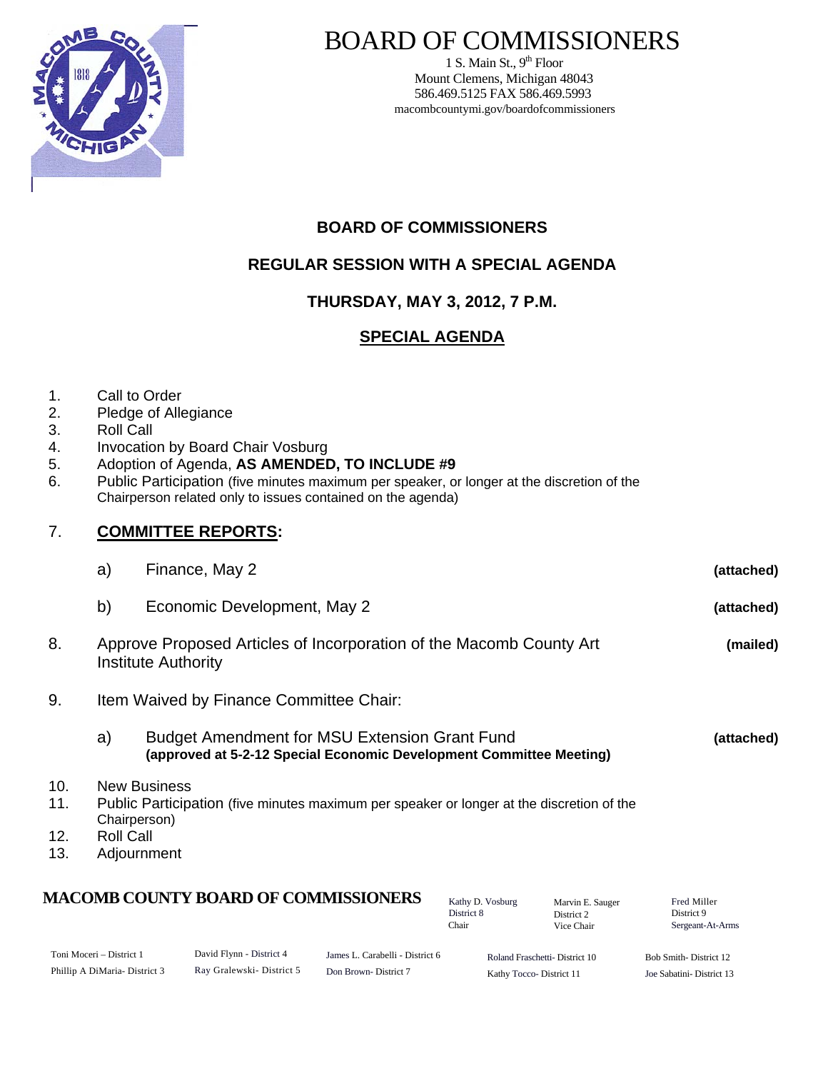# BOARD OF COMMISSIONERS

1 S. Main St., 9th Floor
Mount Clemens, Michigan 48043
586.469.5125 FAX 586.469.5993
macombcountymi.gov/boardofcommissioners

## BOARD OF COMMISSIONERS

## REGULAR SESSION WITH A SPECIAL AGENDA

## THURSDAY, MAY 3, 2012, 7 P.M.

## SPECIAL AGENDA

1. Call to Order
2. Pledge of Allegiance
3. Roll Call
4. Invocation by Board Chair Vosburg
5. Adoption of Agenda, **AS AMENDED, TO INCLUDE #9**
6. Public Participation (five minutes maximum per speaker, or longer at the discretion of the Chairperson related only to issues contained on the agenda)
7. **COMMITTEE REPORTS:**

   a) Finance, May 2 **(attached)**

   b) Economic Development, May 2 **(attached)**

8. Approve Proposed Articles of Incorporation of the Macomb County Art Institute Authority **(mailed)**
9. Item Waived by Finance Committee Chair:

   a) Budget Amendment for MSU Extension Grant Fund **(attached)**
   **(approved at 5-2-12 Special Economic Development Committee Meeting)**

10. New Business
11. Public Participation (five minutes maximum per speaker or longer at the discretion of the Chairperson)
12. Roll Call
13. Adjournment

**MACOMB COUNTY BOARD OF COMMISSIONERS**

Kathy D. Vosburg, District 8, Chair
Marvin E. Sauger, District 2, Vice Chair
Fred Miller, District 9, Sergeant-At-Arms

Toni Moceri – District 1
Phillip A DiMaria- District 3
David Flynn - District 4
Ray Gralewski- District 5
James L. Carabelli - District 6
Don Brown- District 7
Roland Fraschetti- District 10
Kathy Tocco- District 11
Bob Smith- District 12
Joe Sabatini- District 13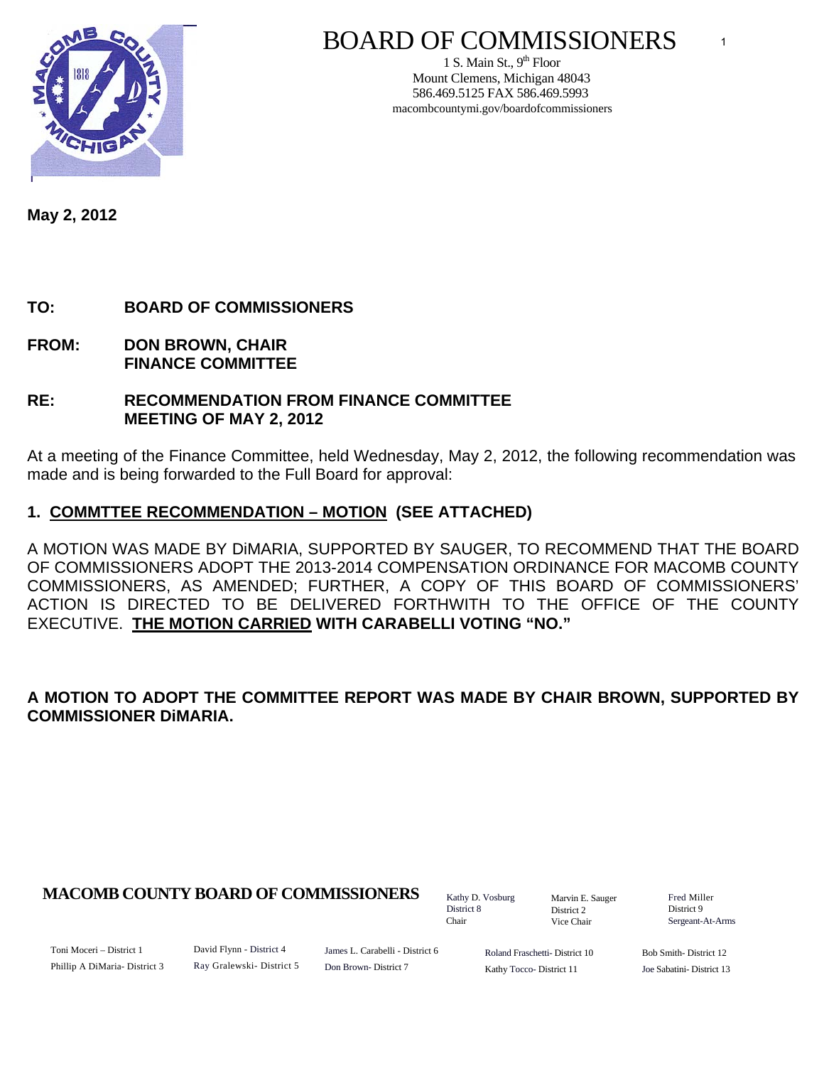# BOARD OF COMMISSIONERS

1 S. Main St., 9th Floor
Mount Clemens, Michigan 48043
586.469.5125 FAX 586.469.5993
macombcountymi.gov/boardofcommissioners

**May 2, 2012**

**TO: BOARD OF COMMISSIONERS**

**FROM: DON BROWN, CHAIR
FINANCE COMMITTEE**

**RE: RECOMMENDATION FROM FINANCE COMMITTEE
MEETING OF MAY 2, 2012**

At a meeting of the Finance Committee, held Wednesday, May 2, 2012, the following recommendation was made and is being forwarded to the Full Board for approval:

**1. <u>COMMTTEE RECOMMENDATION – MOTION</u> (SEE ATTACHED)**

A MOTION WAS MADE BY DiMARIA, SUPPORTED BY SAUGER, TO RECOMMEND THAT THE BOARD OF COMMISSIONERS ADOPT THE 2013-2014 COMPENSATION ORDINANCE FOR MACOMB COUNTY COMMISSIONERS, AS AMENDED; FURTHER, A COPY OF THIS BOARD OF COMMISSIONERS' ACTION IS DIRECTED TO BE DELIVERED FORTHWITH TO THE OFFICE OF THE COUNTY EXECUTIVE. **<u>THE MOTION CARRIED</u> WITH CARABELLI VOTING "NO."**

**A MOTION TO ADOPT THE COMMITTEE REPORT WAS MADE BY CHAIR BROWN, SUPPORTED BY COMMISSIONER DiMARIA.**

**MACOMB COUNTY BOARD OF COMMISSIONERS**

Kathy D. Vosburg, District 8, Chair
Marvin E. Sauger, District 2, Vice Chair
Fred Miller, District 9, Sergeant-At-Arms

Toni Moceri – District 1
Phillip A DiMaria- District 3
David Flynn - District 4
Ray Gralewski- District 5
James L. Carabelli - District 6
Don Brown- District 7
Roland Fraschetti- District 10
Kathy Tocco- District 11
Bob Smith- District 12
Joe Sabatini- District 13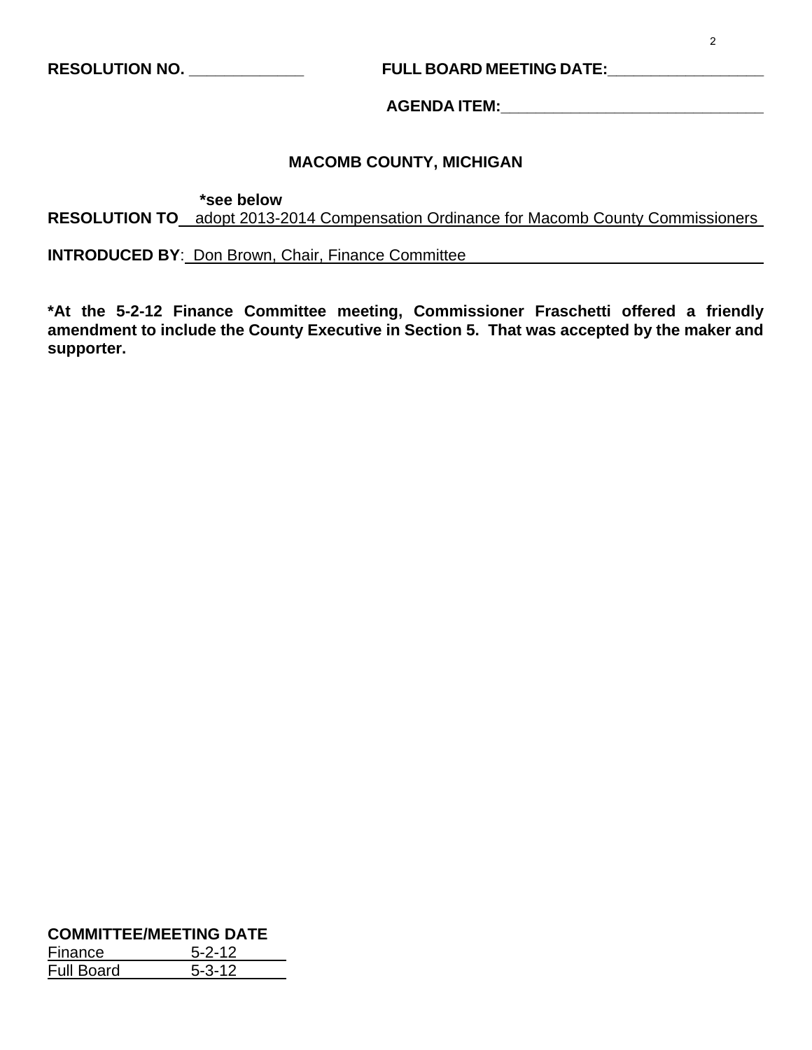**RESOLUTION NO. _____________** **FULL BOARD MEETING DATE:_________________**

**AGENDA ITEM:_____________________________**

## MACOMB COUNTY, MICHIGAN

**\*see below**

**RESOLUTION TO** adopt 2013-2014 Compensation Ordinance for Macomb County Commissioners

**INTRODUCED BY**: Don Brown, Chair, Finance Committee

**\*At the 5-2-12 Finance Committee meeting, Commissioner Fraschetti offered a friendly amendment to include the County Executive in Section 5. That was accepted by the maker and supporter.**

**COMMITTEE/MEETING DATE**

| | |
|---|---|
| Finance | 5-2-12 |
| Full Board | 5-3-12 |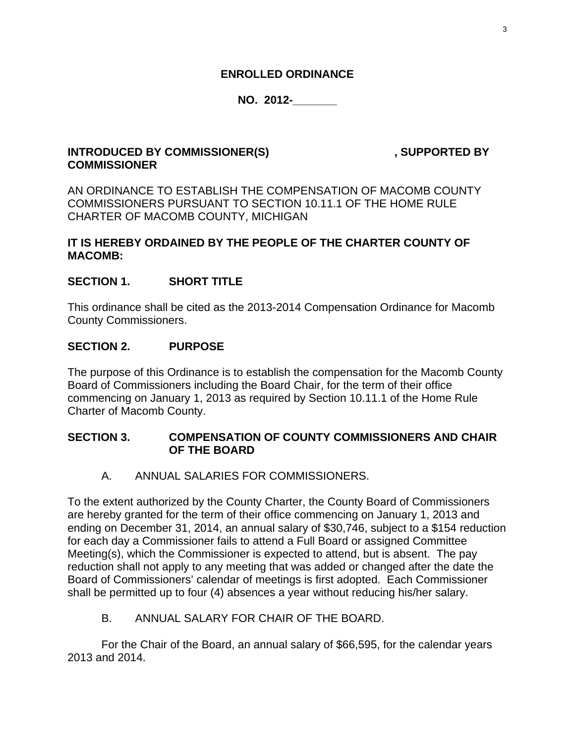**ENROLLED ORDINANCE**

**NO. 2012-_______**

**INTRODUCED BY COMMISSIONER(S) , SUPPORTED BY COMMISSIONER**

AN ORDINANCE TO ESTABLISH THE COMPENSATION OF MACOMB COUNTY COMMISSIONERS PURSUANT TO SECTION 10.11.1 OF THE HOME RULE CHARTER OF MACOMB COUNTY, MICHIGAN

**IT IS HEREBY ORDAINED BY THE PEOPLE OF THE CHARTER COUNTY OF MACOMB:**

**SECTION 1. SHORT TITLE**

This ordinance shall be cited as the 2013-2014 Compensation Ordinance for Macomb County Commissioners.

**SECTION 2. PURPOSE**

The purpose of this Ordinance is to establish the compensation for the Macomb County Board of Commissioners including the Board Chair, for the term of their office commencing on January 1, 2013 as required by Section 10.11.1 of the Home Rule Charter of Macomb County.

**SECTION 3. COMPENSATION OF COUNTY COMMISSIONERS AND CHAIR OF THE BOARD**

A. ANNUAL SALARIES FOR COMMISSIONERS.

To the extent authorized by the County Charter, the County Board of Commissioners are hereby granted for the term of their office commencing on January 1, 2013 and ending on December 31, 2014, an annual salary of $30,746, subject to a $154 reduction for each day a Commissioner fails to attend a Full Board or assigned Committee Meeting(s), which the Commissioner is expected to attend, but is absent. The pay reduction shall not apply to any meeting that was added or changed after the date the Board of Commissioners' calendar of meetings is first adopted. Each Commissioner shall be permitted up to four (4) absences a year without reducing his/her salary.

B. ANNUAL SALARY FOR CHAIR OF THE BOARD.

For the Chair of the Board, an annual salary of $66,595, for the calendar years 2013 and 2014.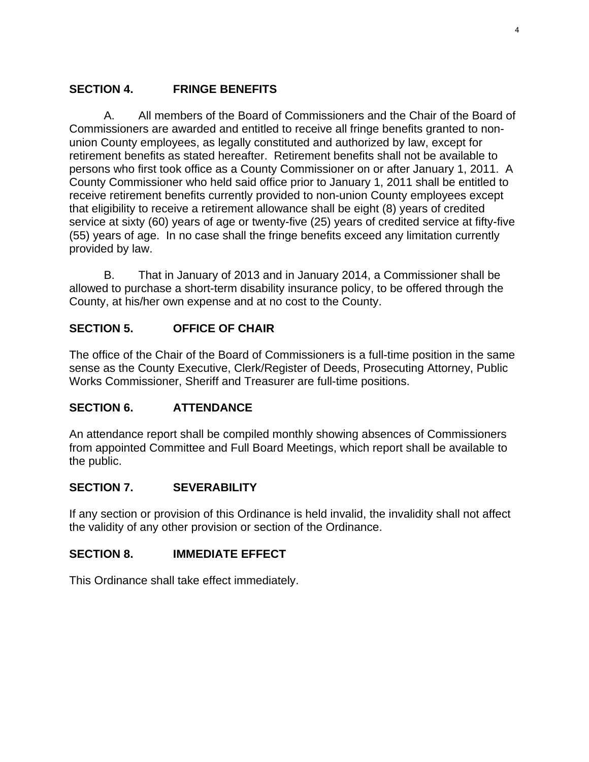## SECTION 4. FRINGE BENEFITS

A. All members of the Board of Commissioners and the Chair of the Board of Commissioners are awarded and entitled to receive all fringe benefits granted to non-union County employees, as legally constituted and authorized by law, except for retirement benefits as stated hereafter. Retirement benefits shall not be available to persons who first took office as a County Commissioner on or after January 1, 2011. A County Commissioner who held said office prior to January 1, 2011 shall be entitled to receive retirement benefits currently provided to non-union County employees except that eligibility to receive a retirement allowance shall be eight (8) years of credited service at sixty (60) years of age or twenty-five (25) years of credited service at fifty-five (55) years of age. In no case shall the fringe benefits exceed any limitation currently provided by law.

B. That in January of 2013 and in January 2014, a Commissioner shall be allowed to purchase a short-term disability insurance policy, to be offered through the County, at his/her own expense and at no cost to the County.

## SECTION 5. OFFICE OF CHAIR

The office of the Chair of the Board of Commissioners is a full-time position in the same sense as the County Executive, Clerk/Register of Deeds, Prosecuting Attorney, Public Works Commissioner, Sheriff and Treasurer are full-time positions.

## SECTION 6. ATTENDANCE

An attendance report shall be compiled monthly showing absences of Commissioners from appointed Committee and Full Board Meetings, which report shall be available to the public.

## SECTION 7. SEVERABILITY

If any section or provision of this Ordinance is held invalid, the invalidity shall not affect the validity of any other provision or section of the Ordinance.

## SECTION 8. IMMEDIATE EFFECT

This Ordinance shall take effect immediately.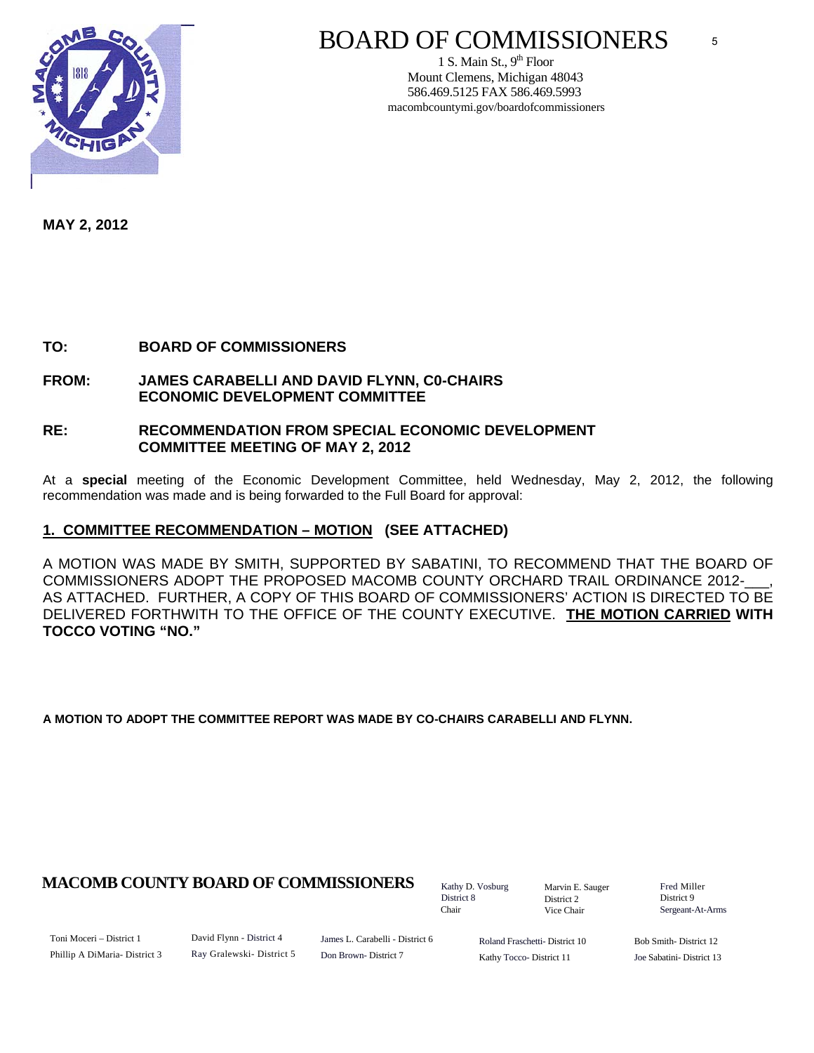# BOARD OF COMMISSIONERS

1 S. Main St., 9th Floor
Mount Clemens, Michigan 48043
586.469.5125 FAX 586.469.5993
macombcountymi.gov/boardofcommissioners

**MAY 2, 2012**

**TO:** **BOARD OF COMMISSIONERS**

**FROM:** **JAMES CARABELLI AND DAVID FLYNN, C0-CHAIRS ECONOMIC DEVELOPMENT COMMITTEE**

**RE:** **RECOMMENDATION FROM SPECIAL ECONOMIC DEVELOPMENT COMMITTEE MEETING OF MAY 2, 2012**

At a **special** meeting of the Economic Development Committee, held Wednesday, May 2, 2012, the following recommendation was made and is being forwarded to the Full Board for approval:

**1. COMMITTEE RECOMMENDATION – MOTION (SEE ATTACHED)**

A MOTION WAS MADE BY SMITH, SUPPORTED BY SABATINI, TO RECOMMEND THAT THE BOARD OF COMMISSIONERS ADOPT THE PROPOSED MACOMB COUNTY ORCHARD TRAIL ORDINANCE 2012-___, AS ATTACHED. FURTHER, A COPY OF THIS BOARD OF COMMISSIONERS' ACTION IS DIRECTED TO BE DELIVERED FORTHWITH TO THE OFFICE OF THE COUNTY EXECUTIVE. **THE MOTION CARRIED WITH TOCCO VOTING "NO."**

**A MOTION TO ADOPT THE COMMITTEE REPORT WAS MADE BY CO-CHAIRS CARABELLI AND FLYNN.**

**MACOMB COUNTY BOARD OF COMMISSIONERS**

Kathy D. Vosburg, District 8, Chair
Marvin E. Sauger, District 2, Vice Chair
Fred Miller, District 9, Sergeant-At-Arms

Toni Moceri – District 1
Phillip A DiMaria- District 3
David Flynn - District 4
Ray Gralewski- District 5
James L. Carabelli - District 6
Don Brown- District 7
Roland Fraschetti- District 10
Kathy Tocco- District 11
Bob Smith- District 12
Joe Sabatini- District 13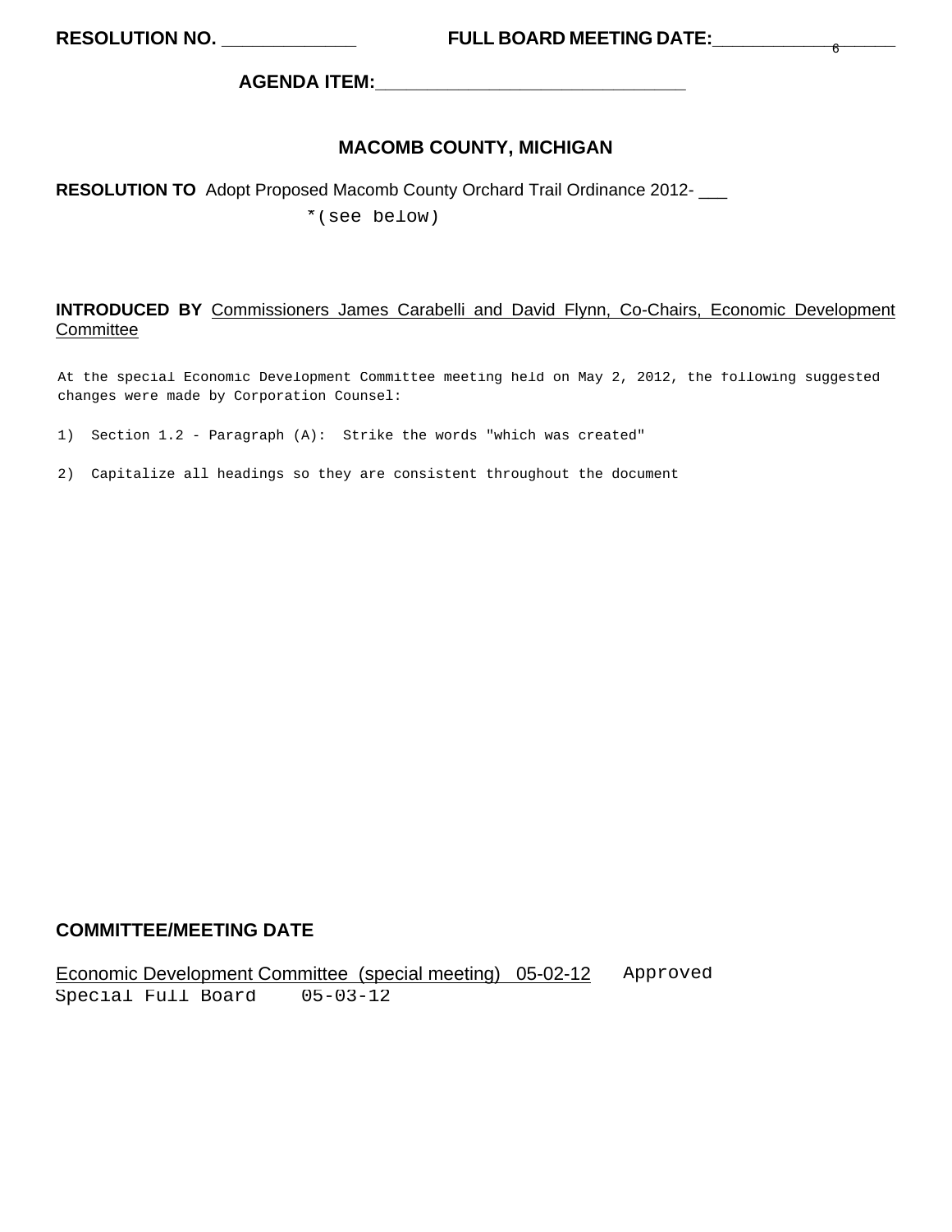**RESOLUTION NO.** _____________ **FULL BOARD MEETING DATE:**_______________

**AGENDA ITEM:**______________________________

## MACOMB COUNTY, MICHIGAN

**RESOLUTION TO** Adopt Proposed Macomb County Orchard Trail Ordinance 2012- ___

*(see below)

**INTRODUCED BY** Commissioners James Carabelli and David Flynn, Co-Chairs, Economic Development Committee

At the special Economic Development Committee meeting held on May 2, 2012, the following suggested changes were made by Corporation Counsel:

1) Section 1.2 - Paragraph (A): Strike the words "which was created"

2) Capitalize all headings so they are consistent throughout the document

**COMMITTEE/MEETING DATE**

Economic Development Committee (special meeting) 05-02-12 Approved

Special Full Board 05-03-12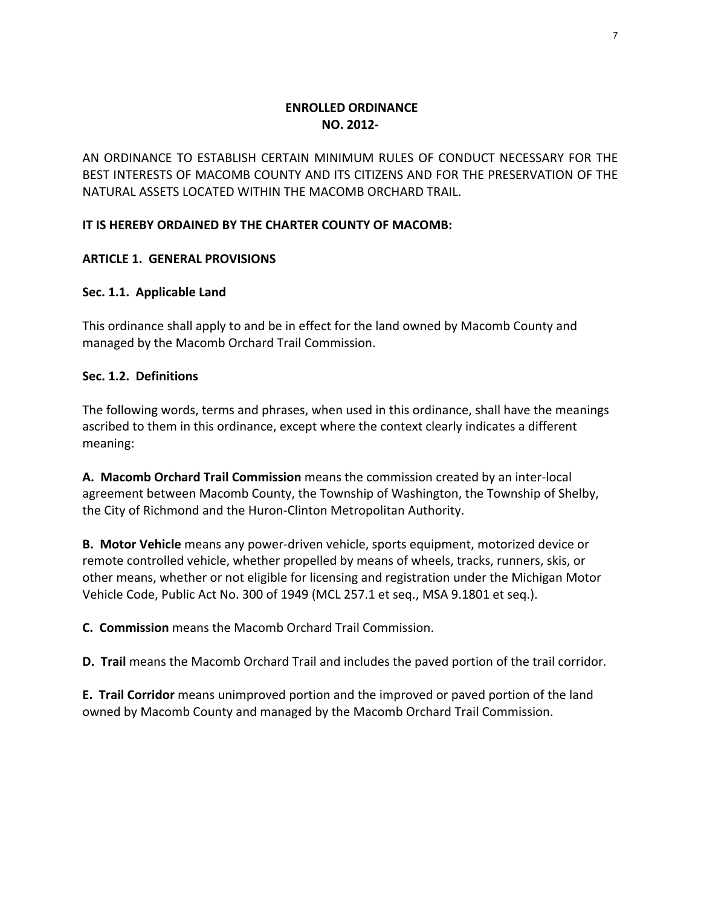**ENROLLED ORDINANCE**
**NO. 2012-**

AN ORDINANCE TO ESTABLISH CERTAIN MINIMUM RULES OF CONDUCT NECESSARY FOR THE BEST INTERESTS OF MACOMB COUNTY AND ITS CITIZENS AND FOR THE PRESERVATION OF THE NATURAL ASSETS LOCATED WITHIN THE MACOMB ORCHARD TRAIL.

**IT IS HEREBY ORDAINED BY THE CHARTER COUNTY OF MACOMB:**

## ARTICLE 1. GENERAL PROVISIONS

### Sec. 1.1. Applicable Land

This ordinance shall apply to and be in effect for the land owned by Macomb County and managed by the Macomb Orchard Trail Commission.

### Sec. 1.2. Definitions

The following words, terms and phrases, when used in this ordinance, shall have the meanings ascribed to them in this ordinance, except where the context clearly indicates a different meaning:

**A. Macomb Orchard Trail Commission** means the commission created by an inter-local agreement between Macomb County, the Township of Washington, the Township of Shelby, the City of Richmond and the Huron-Clinton Metropolitan Authority.

**B. Motor Vehicle** means any power-driven vehicle, sports equipment, motorized device or remote controlled vehicle, whether propelled by means of wheels, tracks, runners, skis, or other means, whether or not eligible for licensing and registration under the Michigan Motor Vehicle Code, Public Act No. 300 of 1949 (MCL 257.1 et seq., MSA 9.1801 et seq.).

**C. Commission** means the Macomb Orchard Trail Commission.

**D. Trail** means the Macomb Orchard Trail and includes the paved portion of the trail corridor.

**E. Trail Corridor** means unimproved portion and the improved or paved portion of the land owned by Macomb County and managed by the Macomb Orchard Trail Commission.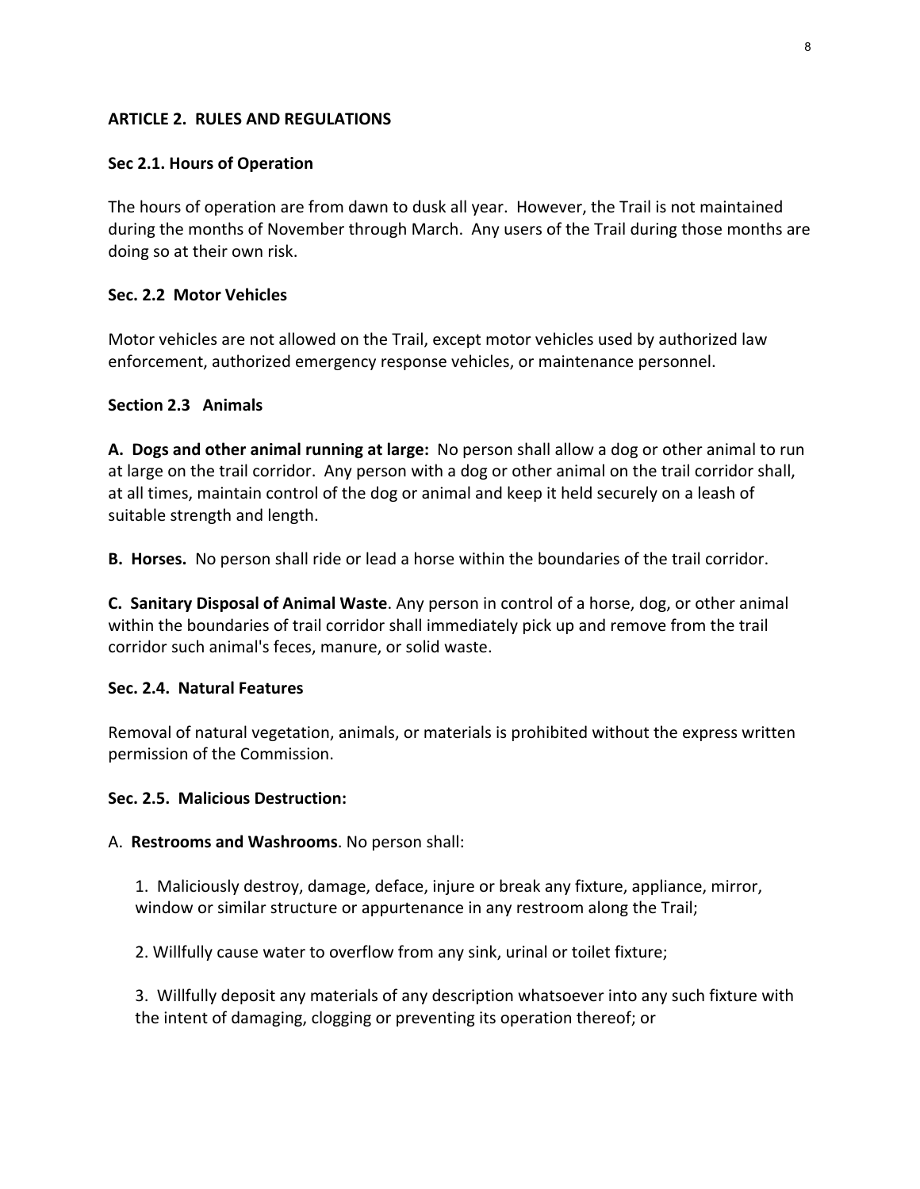## ARTICLE 2. RULES AND REGULATIONS

### Sec 2.1. Hours of Operation

The hours of operation are from dawn to dusk all year. However, the Trail is not maintained during the months of November through March. Any users of the Trail during those months are doing so at their own risk.

### Sec. 2.2 Motor Vehicles

Motor vehicles are not allowed on the Trail, except motor vehicles used by authorized law enforcement, authorized emergency response vehicles, or maintenance personnel.

### Section 2.3 Animals

**A. Dogs and other animal running at large:** No person shall allow a dog or other animal to run at large on the trail corridor. Any person with a dog or other animal on the trail corridor shall, at all times, maintain control of the dog or animal and keep it held securely on a leash of suitable strength and length.

**B. Horses.** No person shall ride or lead a horse within the boundaries of the trail corridor.

**C. Sanitary Disposal of Animal Waste**. Any person in control of a horse, dog, or other animal within the boundaries of trail corridor shall immediately pick up and remove from the trail corridor such animal's feces, manure, or solid waste.

### Sec. 2.4. Natural Features

Removal of natural vegetation, animals, or materials is prohibited without the express written permission of the Commission.

### Sec. 2.5. Malicious Destruction:

A. **Restrooms and Washrooms**. No person shall:

1. Maliciously destroy, damage, deface, injure or break any fixture, appliance, mirror, window or similar structure or appurtenance in any restroom along the Trail;

2. Willfully cause water to overflow from any sink, urinal or toilet fixture;

3. Willfully deposit any materials of any description whatsoever into any such fixture with the intent of damaging, clogging or preventing its operation thereof; or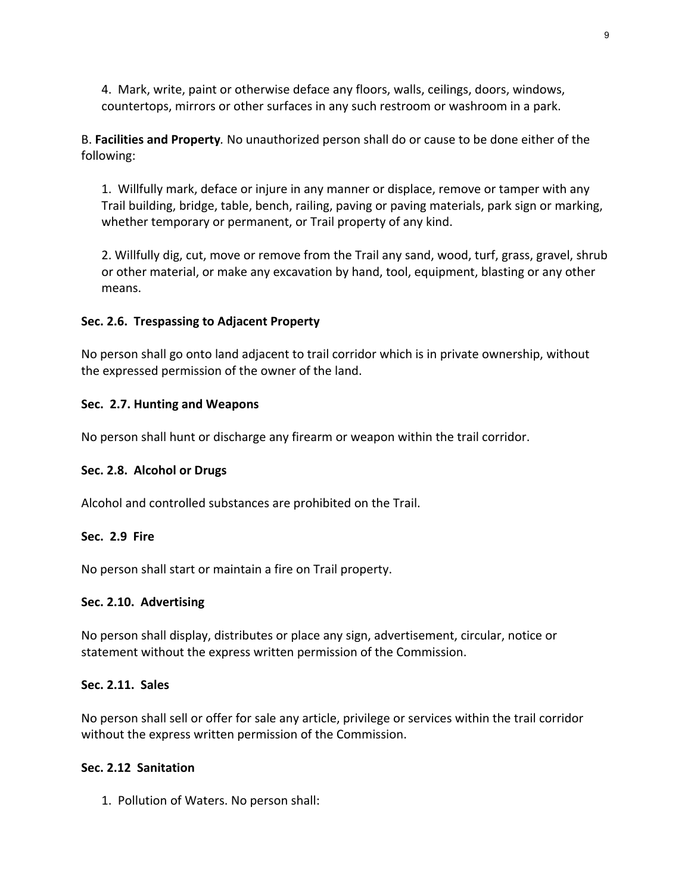4. Mark, write, paint or otherwise deface any floors, walls, ceilings, doors, windows, countertops, mirrors or other surfaces in any such restroom or washroom in a park.

B. **Facilities and Property**. No unauthorized person shall do or cause to be done either of the following:

1. Willfully mark, deface or injure in any manner or displace, remove or tamper with any Trail building, bridge, table, bench, railing, paving or paving materials, park sign or marking, whether temporary or permanent, or Trail property of any kind.

2. Willfully dig, cut, move or remove from the Trail any sand, wood, turf, grass, gravel, shrub or other material, or make any excavation by hand, tool, equipment, blasting or any other means.

**Sec. 2.6. Trespassing to Adjacent Property**

No person shall go onto land adjacent to trail corridor which is in private ownership, without the expressed permission of the owner of the land.

**Sec. 2.7. Hunting and Weapons**

No person shall hunt or discharge any firearm or weapon within the trail corridor.

**Sec. 2.8. Alcohol or Drugs**

Alcohol and controlled substances are prohibited on the Trail.

**Sec. 2.9 Fire**

No person shall start or maintain a fire on Trail property.

**Sec. 2.10. Advertising**

No person shall display, distributes or place any sign, advertisement, circular, notice or statement without the express written permission of the Commission.

**Sec. 2.11. Sales**

No person shall sell or offer for sale any article, privilege or services within the trail corridor without the express written permission of the Commission.

**Sec. 2.12 Sanitation**

1. Pollution of Waters. No person shall: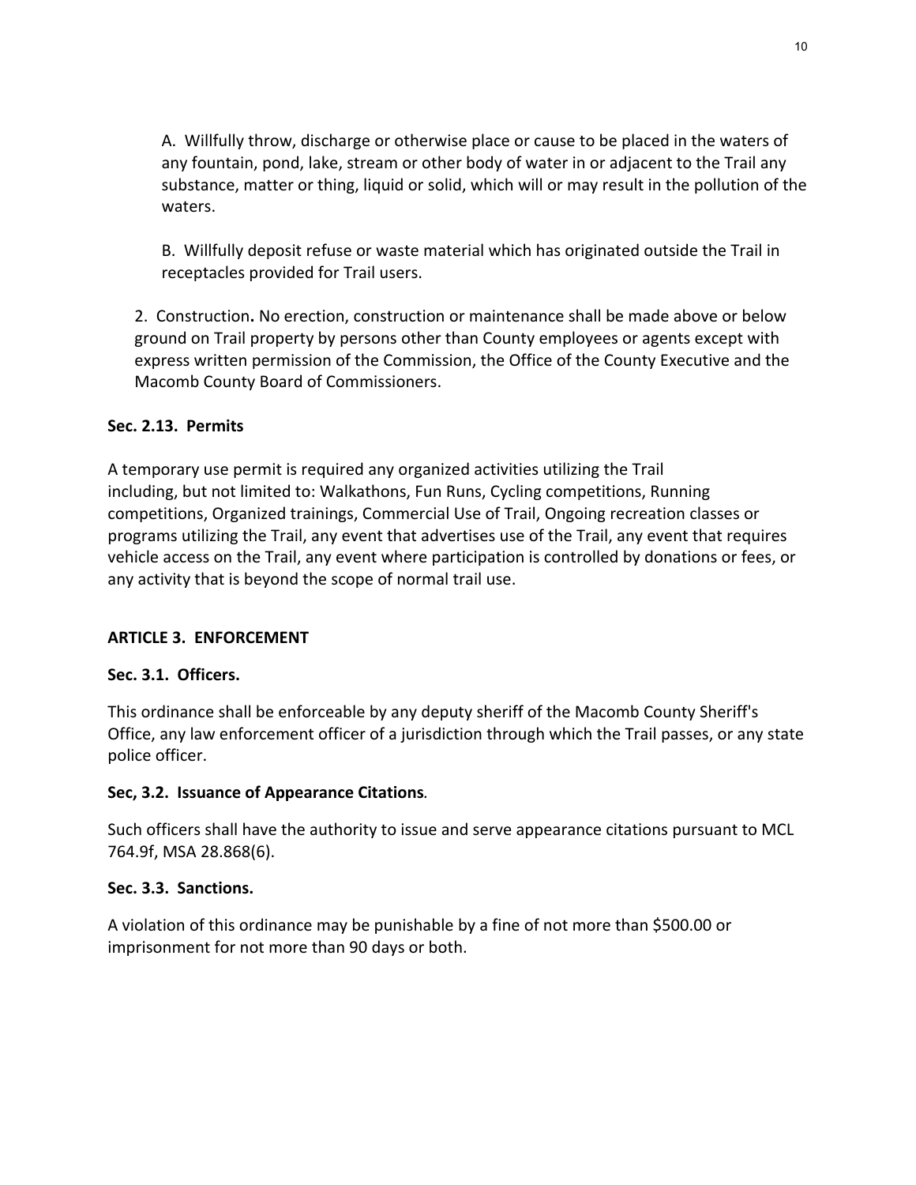A. Willfully throw, discharge or otherwise place or cause to be placed in the waters of any fountain, pond, lake, stream or other body of water in or adjacent to the Trail any substance, matter or thing, liquid or solid, which will or may result in the pollution of the waters.

B. Willfully deposit refuse or waste material which has originated outside the Trail in receptacles provided for Trail users.

2. Construction**.** No erection, construction or maintenance shall be made above or below ground on Trail property by persons other than County employees or agents except with express written permission of the Commission, the Office of the County Executive and the Macomb County Board of Commissioners.

**Sec. 2.13. Permits**

A temporary use permit is required any organized activities utilizing the Trail including, but not limited to: Walkathons, Fun Runs, Cycling competitions, Running competitions, Organized trainings, Commercial Use of Trail, Ongoing recreation classes or programs utilizing the Trail, any event that advertises use of the Trail, any event that requires vehicle access on the Trail, any event where participation is controlled by donations or fees, or any activity that is beyond the scope of normal trail use.

**ARTICLE 3. ENFORCEMENT**

**Sec. 3.1. Officers.**

This ordinance shall be enforceable by any deputy sheriff of the Macomb County Sheriff's Office, any law enforcement officer of a jurisdiction through which the Trail passes, or any state police officer.

**Sec, 3.2. Issuance of Appearance Citations**.

Such officers shall have the authority to issue and serve appearance citations pursuant to MCL 764.9f, MSA 28.868(6).

**Sec. 3.3. Sanctions.**

A violation of this ordinance may be punishable by a fine of not more than $500.00 or imprisonment for not more than 90 days or both.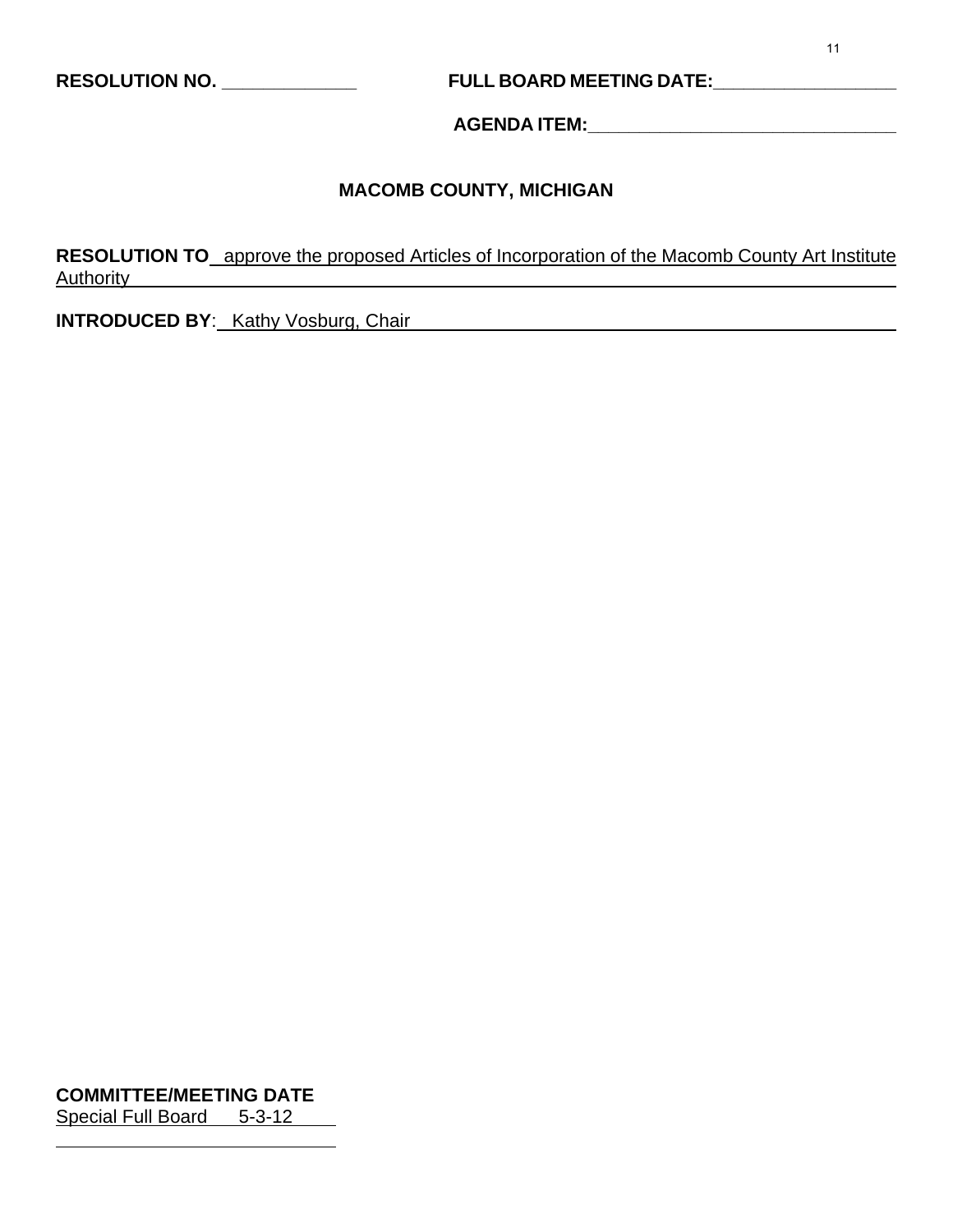**RESOLUTION NO.** _____________ **FULL BOARD MEETING DATE:**__________________

**AGENDA ITEM:**_______________________________

**MACOMB COUNTY, MICHIGAN**

**RESOLUTION TO** approve the proposed Articles of Incorporation of the Macomb County Art Institute Authority

**INTRODUCED BY**: Kathy Vosburg, Chair

**COMMITTEE/MEETING DATE**

Special Full Board 5-3-12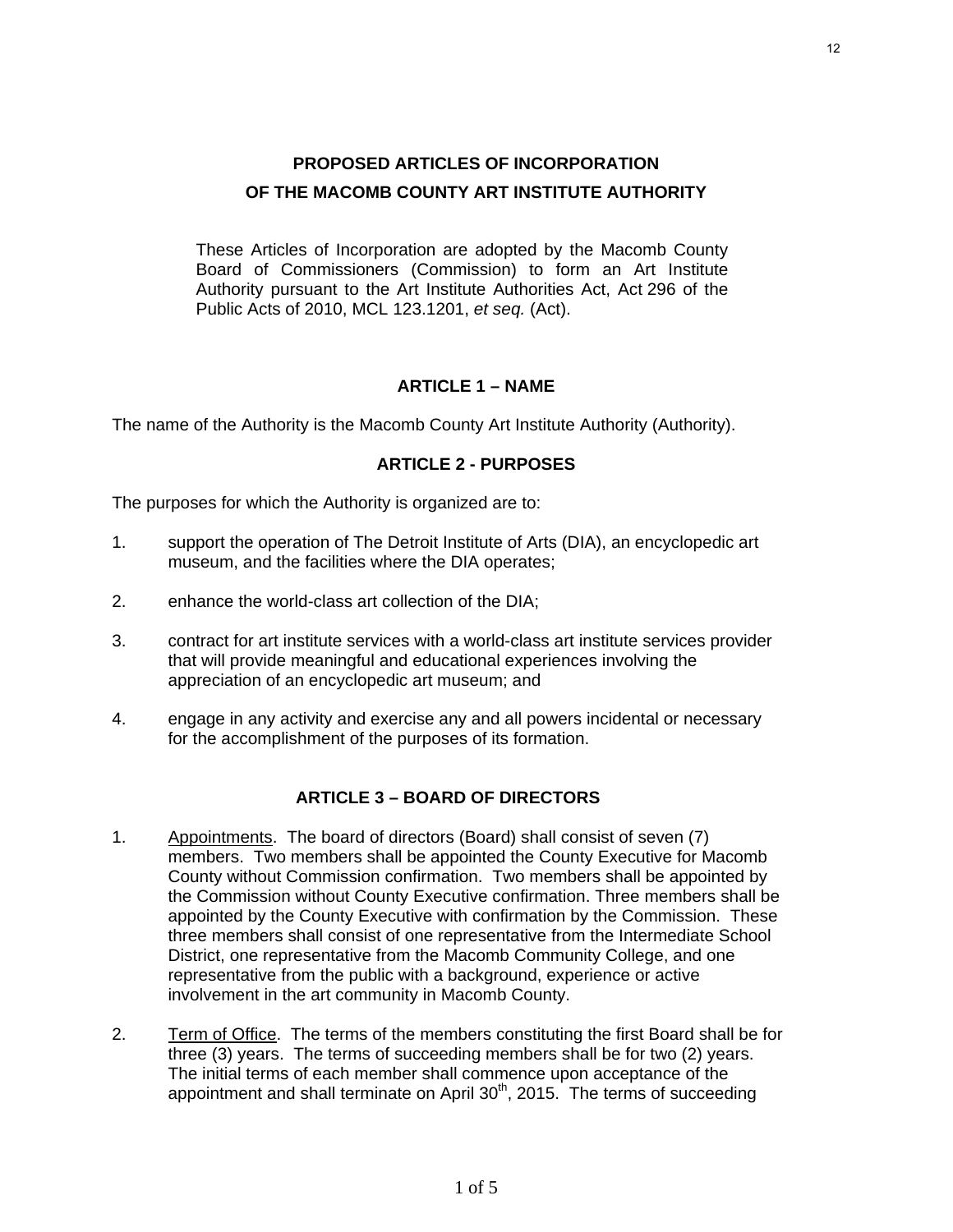# PROPOSED ARTICLES OF INCORPORATION OF THE MACOMB COUNTY ART INSTITUTE AUTHORITY

These Articles of Incorporation are adopted by the Macomb County Board of Commissioners (Commission) to form an Art Institute Authority pursuant to the Art Institute Authorities Act, Act 296 of the Public Acts of 2010, MCL 123.1201, *et seq.* (Act).

## ARTICLE 1 – NAME

The name of the Authority is the Macomb County Art Institute Authority (Authority).

## ARTICLE 2 - PURPOSES

The purposes for which the Authority is organized are to:

1. support the operation of The Detroit Institute of Arts (DIA), an encyclopedic art museum, and the facilities where the DIA operates;

2. enhance the world-class art collection of the DIA;

3. contract for art institute services with a world-class art institute services provider that will provide meaningful and educational experiences involving the appreciation of an encyclopedic art museum; and

4. engage in any activity and exercise any and all powers incidental or necessary for the accomplishment of the purposes of its formation.

## ARTICLE 3 – BOARD OF DIRECTORS

1. Appointments. The board of directors (Board) shall consist of seven (7) members. Two members shall be appointed the County Executive for Macomb County without Commission confirmation. Two members shall be appointed by the Commission without County Executive confirmation. Three members shall be appointed by the County Executive with confirmation by the Commission. These three members shall consist of one representative from the Intermediate School District, one representative from the Macomb Community College, and one representative from the public with a background, experience or active involvement in the art community in Macomb County.

2. Term of Office. The terms of the members constituting the first Board shall be for three (3) years. The terms of succeeding members shall be for two (2) years. The initial terms of each member shall commence upon acceptance of the appointment and shall terminate on April 30th, 2015. The terms of succeeding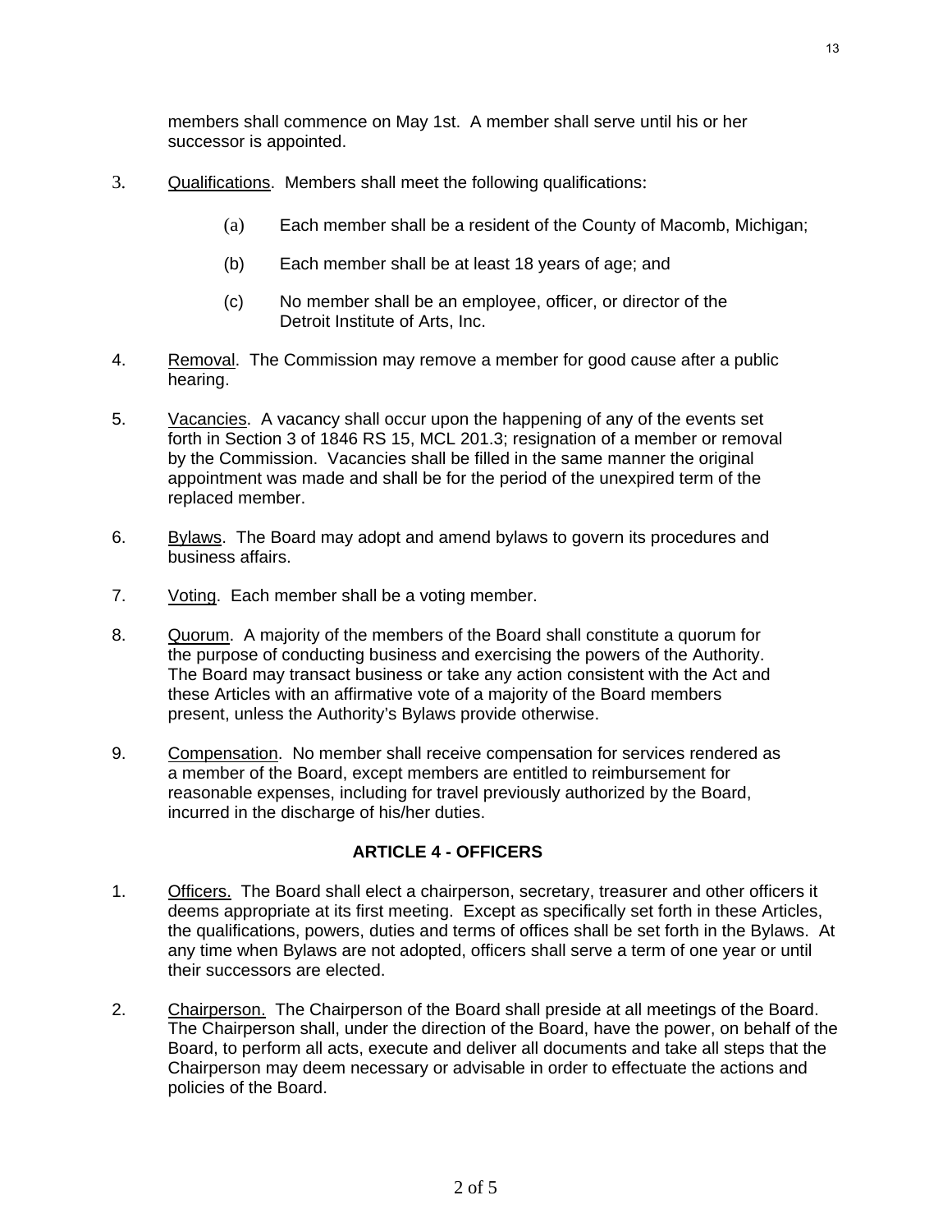members shall commence on May 1st. A member shall serve until his or her successor is appointed.

3. Qualifications. Members shall meet the following qualifications:

   (a) Each member shall be a resident of the County of Macomb, Michigan;

   (b) Each member shall be at least 18 years of age; and

   (c) No member shall be an employee, officer, or director of the Detroit Institute of Arts, Inc.

4. Removal. The Commission may remove a member for good cause after a public hearing.

5. Vacancies. A vacancy shall occur upon the happening of any of the events set forth in Section 3 of 1846 RS 15, MCL 201.3; resignation of a member or removal by the Commission. Vacancies shall be filled in the same manner the original appointment was made and shall be for the period of the unexpired term of the replaced member.

6. Bylaws. The Board may adopt and amend bylaws to govern its procedures and business affairs.

7. Voting. Each member shall be a voting member.

8. Quorum. A majority of the members of the Board shall constitute a quorum for the purpose of conducting business and exercising the powers of the Authority. The Board may transact business or take any action consistent with the Act and these Articles with an affirmative vote of a majority of the Board members present, unless the Authority's Bylaws provide otherwise.

9. Compensation. No member shall receive compensation for services rendered as a member of the Board, except members are entitled to reimbursement for reasonable expenses, including for travel previously authorized by the Board, incurred in the discharge of his/her duties.

## ARTICLE 4 - OFFICERS

1. Officers. The Board shall elect a chairperson, secretary, treasurer and other officers it deems appropriate at its first meeting. Except as specifically set forth in these Articles, the qualifications, powers, duties and terms of offices shall be set forth in the Bylaws. At any time when Bylaws are not adopted, officers shall serve a term of one year or until their successors are elected.

2. Chairperson. The Chairperson of the Board shall preside at all meetings of the Board. The Chairperson shall, under the direction of the Board, have the power, on behalf of the Board, to perform all acts, execute and deliver all documents and take all steps that the Chairperson may deem necessary or advisable in order to effectuate the actions and policies of the Board.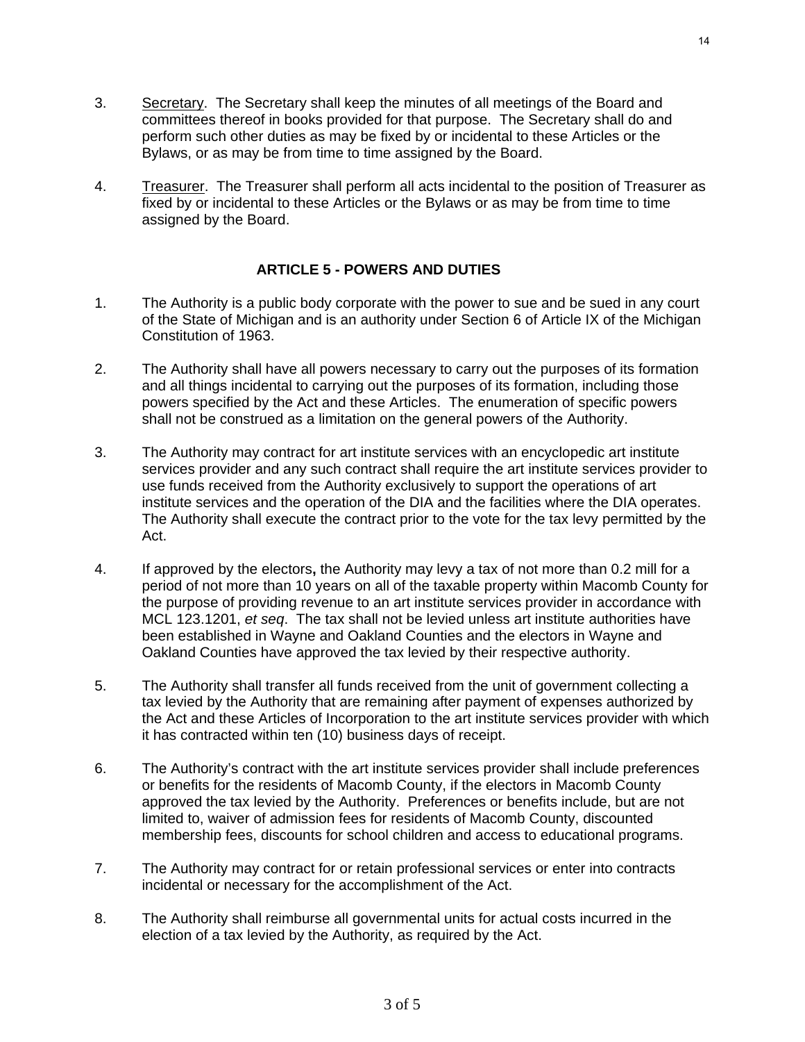3. <u>Secretary</u>. The Secretary shall keep the minutes of all meetings of the Board and committees thereof in books provided for that purpose. The Secretary shall do and perform such other duties as may be fixed by or incidental to these Articles or the Bylaws, or as may be from time to time assigned by the Board.

4. <u>Treasurer</u>. The Treasurer shall perform all acts incidental to the position of Treasurer as fixed by or incidental to these Articles or the Bylaws or as may be from time to time assigned by the Board.

## ARTICLE 5 - POWERS AND DUTIES

1. The Authority is a public body corporate with the power to sue and be sued in any court of the State of Michigan and is an authority under Section 6 of Article IX of the Michigan Constitution of 1963.

2. The Authority shall have all powers necessary to carry out the purposes of its formation and all things incidental to carrying out the purposes of its formation, including those powers specified by the Act and these Articles. The enumeration of specific powers shall not be construed as a limitation on the general powers of the Authority.

3. The Authority may contract for art institute services with an encyclopedic art institute services provider and any such contract shall require the art institute services provider to use funds received from the Authority exclusively to support the operations of art institute services and the operation of the DIA and the facilities where the DIA operates. The Authority shall execute the contract prior to the vote for the tax levy permitted by the Act.

4. If approved by the electors**,** the Authority may levy a tax of not more than 0.2 mill for a period of not more than 10 years on all of the taxable property within Macomb County for the purpose of providing revenue to an art institute services provider in accordance with MCL 123.1201, *et seq*. The tax shall not be levied unless art institute authorities have been established in Wayne and Oakland Counties and the electors in Wayne and Oakland Counties have approved the tax levied by their respective authority.

5. The Authority shall transfer all funds received from the unit of government collecting a tax levied by the Authority that are remaining after payment of expenses authorized by the Act and these Articles of Incorporation to the art institute services provider with which it has contracted within ten (10) business days of receipt.

6. The Authority's contract with the art institute services provider shall include preferences or benefits for the residents of Macomb County, if the electors in Macomb County approved the tax levied by the Authority. Preferences or benefits include, but are not limited to, waiver of admission fees for residents of Macomb County, discounted membership fees, discounts for school children and access to educational programs.

7. The Authority may contract for or retain professional services or enter into contracts incidental or necessary for the accomplishment of the Act.

8. The Authority shall reimburse all governmental units for actual costs incurred in the election of a tax levied by the Authority, as required by the Act.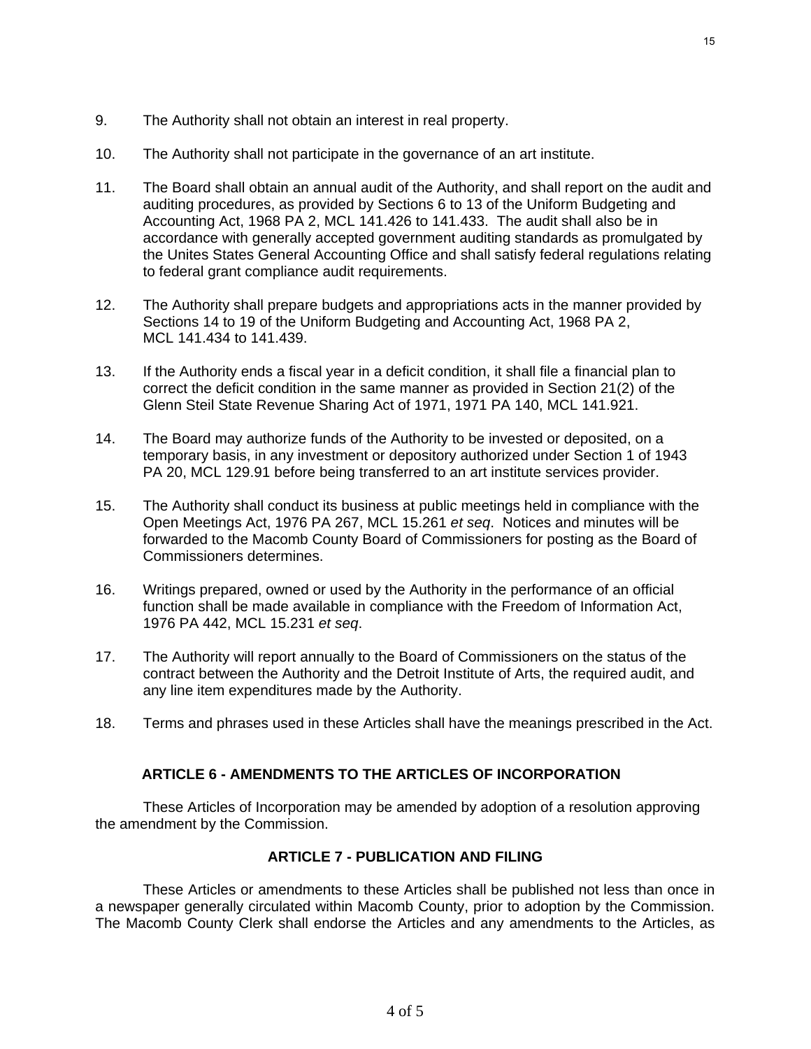9. The Authority shall not obtain an interest in real property.

10. The Authority shall not participate in the governance of an art institute.

11. The Board shall obtain an annual audit of the Authority, and shall report on the audit and auditing procedures, as provided by Sections 6 to 13 of the Uniform Budgeting and Accounting Act, 1968 PA 2, MCL 141.426 to 141.433. The audit shall also be in accordance with generally accepted government auditing standards as promulgated by the Unites States General Accounting Office and shall satisfy federal regulations relating to federal grant compliance audit requirements.

12. The Authority shall prepare budgets and appropriations acts in the manner provided by Sections 14 to 19 of the Uniform Budgeting and Accounting Act, 1968 PA 2, MCL 141.434 to 141.439.

13. If the Authority ends a fiscal year in a deficit condition, it shall file a financial plan to correct the deficit condition in the same manner as provided in Section 21(2) of the Glenn Steil State Revenue Sharing Act of 1971, 1971 PA 140, MCL 141.921.

14. The Board may authorize funds of the Authority to be invested or deposited, on a temporary basis, in any investment or depository authorized under Section 1 of 1943 PA 20, MCL 129.91 before being transferred to an art institute services provider.

15. The Authority shall conduct its business at public meetings held in compliance with the Open Meetings Act, 1976 PA 267, MCL 15.261 *et seq*. Notices and minutes will be forwarded to the Macomb County Board of Commissioners for posting as the Board of Commissioners determines.

16. Writings prepared, owned or used by the Authority in the performance of an official function shall be made available in compliance with the Freedom of Information Act, 1976 PA 442, MCL 15.231 *et seq*.

17. The Authority will report annually to the Board of Commissioners on the status of the contract between the Authority and the Detroit Institute of Arts, the required audit, and any line item expenditures made by the Authority.

18. Terms and phrases used in these Articles shall have the meanings prescribed in the Act.

## ARTICLE 6 - AMENDMENTS TO THE ARTICLES OF INCORPORATION

These Articles of Incorporation may be amended by adoption of a resolution approving the amendment by the Commission.

## ARTICLE 7 - PUBLICATION AND FILING

These Articles or amendments to these Articles shall be published not less than once in a newspaper generally circulated within Macomb County, prior to adoption by the Commission. The Macomb County Clerk shall endorse the Articles and any amendments to the Articles, as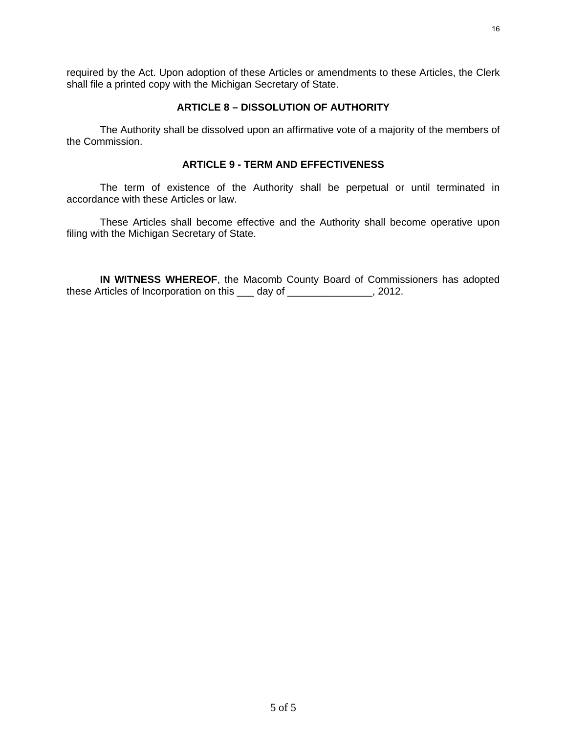required by the Act. Upon adoption of these Articles or amendments to these Articles, the Clerk shall file a printed copy with the Michigan Secretary of State.

### ARTICLE 8 – DISSOLUTION OF AUTHORITY

The Authority shall be dissolved upon an affirmative vote of a majority of the members of the Commission.

### ARTICLE 9 - TERM AND EFFECTIVENESS

The term of existence of the Authority shall be perpetual or until terminated in accordance with these Articles or law.

These Articles shall become effective and the Authority shall become operative upon filing with the Michigan Secretary of State.

**IN WITNESS WHEREOF**, the Macomb County Board of Commissioners has adopted these Articles of Incorporation on this ___ day of _______________, 2012.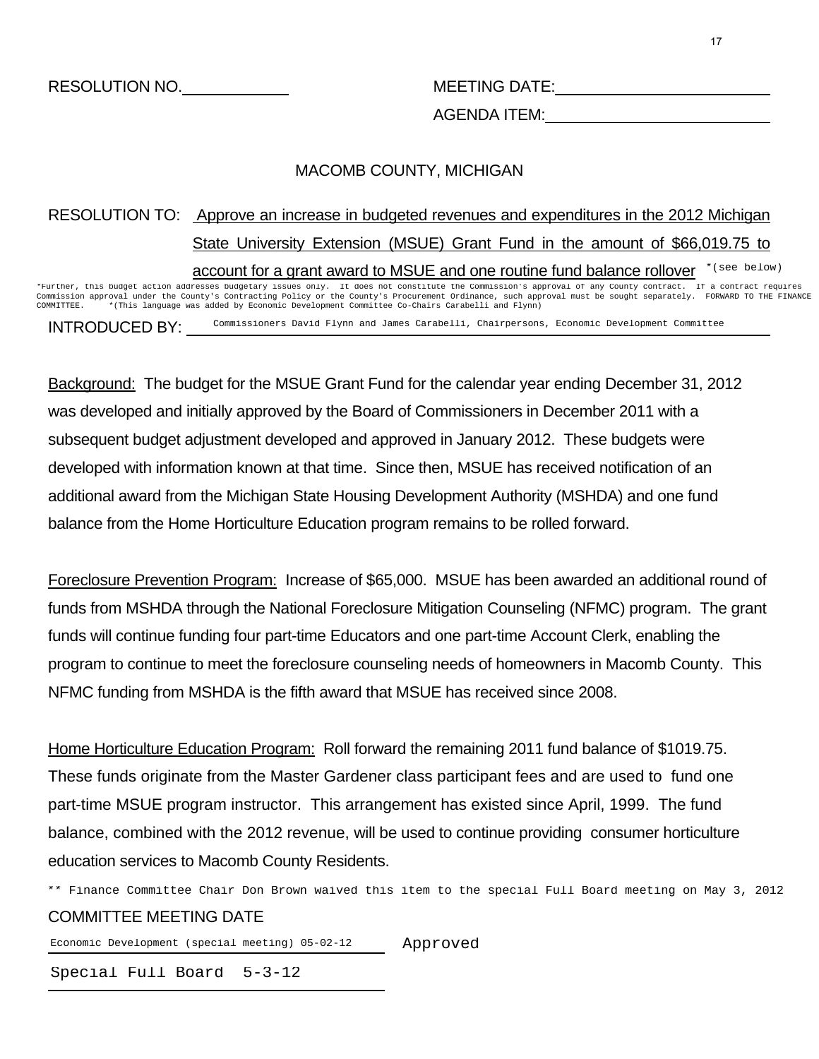RESOLUTION NO.____________ MEETING DATE:________________________

AGENDA ITEM:________________________

MACOMB COUNTY, MICHIGAN

RESOLUTION TO: Approve an increase in budgeted revenues and expenditures in the 2012 Michigan State University Extension (MSUE) Grant Fund in the amount of $66,019.75 to account for a grant award to MSUE and one routine fund balance rollover *(see below)

*Further, this budget action addresses budgetary issues only. It does not constitute the Commission's approval of any County contract. If a contract requires Commission approval under the County's Contracting Policy or the County's Procurement Ordinance, such approval must be sought separately. FORWARD TO THE FINANCE COMMITTEE. *(This language was added by Economic Development Committee Co-Chairs Carabelli and Flynn)

INTRODUCED BY: Commissioners David Flynn and James Carabelli, Chairpersons, Economic Development Committee

Background: The budget for the MSUE Grant Fund for the calendar year ending December 31, 2012 was developed and initially approved by the Board of Commissioners in December 2011 with a subsequent budget adjustment developed and approved in January 2012. These budgets were developed with information known at that time. Since then, MSUE has received notification of an additional award from the Michigan State Housing Development Authority (MSHDA) and one fund balance from the Home Horticulture Education program remains to be rolled forward.

Foreclosure Prevention Program: Increase of $65,000. MSUE has been awarded an additional round of funds from MSHDA through the National Foreclosure Mitigation Counseling (NFMC) program. The grant funds will continue funding four part-time Educators and one part-time Account Clerk, enabling the program to continue to meet the foreclosure counseling needs of homeowners in Macomb County. This NFMC funding from MSHDA is the fifth award that MSUE has received since 2008.

Home Horticulture Education Program: Roll forward the remaining 2011 fund balance of $1019.75. These funds originate from the Master Gardener class participant fees and are used to fund one part-time MSUE program instructor. This arrangement has existed since April, 1999. The fund balance, combined with the 2012 revenue, will be used to continue providing consumer horticulture education services to Macomb County Residents.

** Finance Committee Chair Don Brown waived this item to the special Full Board meeting on May 3, 2012

COMMITTEE MEETING DATE

Economic Development (special meeting) 05-02-12 Approved

Special Full Board 5-3-12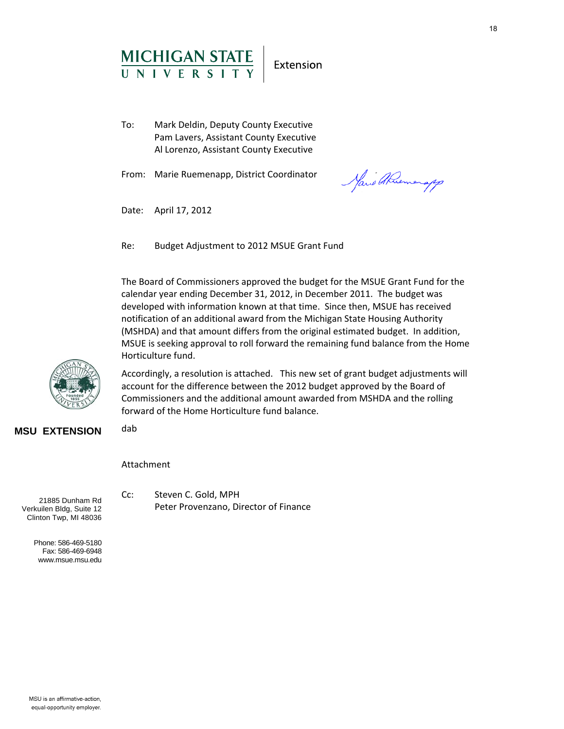**MICHIGAN STATE UNIVERSITY** | Extension

To: Mark Deldin, Deputy County Executive
Pam Lavers, Assistant County Executive
Al Lorenzo, Assistant County Executive

From: Marie Ruemenapp, District Coordinator

Date: April 17, 2012

Re: Budget Adjustment to 2012 MSUE Grant Fund

The Board of Commissioners approved the budget for the MSUE Grant Fund for the calendar year ending December 31, 2012, in December 2011. The budget was developed with information known at that time. Since then, MSUE has received notification of an additional award from the Michigan State Housing Authority (MSHDA) and that amount differs from the original estimated budget. In addition, MSUE is seeking approval to roll forward the remaining fund balance from the Home Horticulture fund.

Accordingly, a resolution is attached. This new set of grant budget adjustments will account for the difference between the 2012 budget approved by the Board of Commissioners and the additional amount awarded from MSHDA and the rolling forward of the Home Horticulture fund balance.

dab

Attachment

Cc: Steven C. Gold, MPH
Peter Provenzano, Director of Finance

**MSU EXTENSION**

21885 Dunham Rd
Verkuilen Bldg, Suite 12
Clinton Twp, MI 48036

Phone: 586-469-5180
Fax: 586-469-6948
www.msue.msu.edu

MSU is an affirmative-action, equal-opportunity employer.